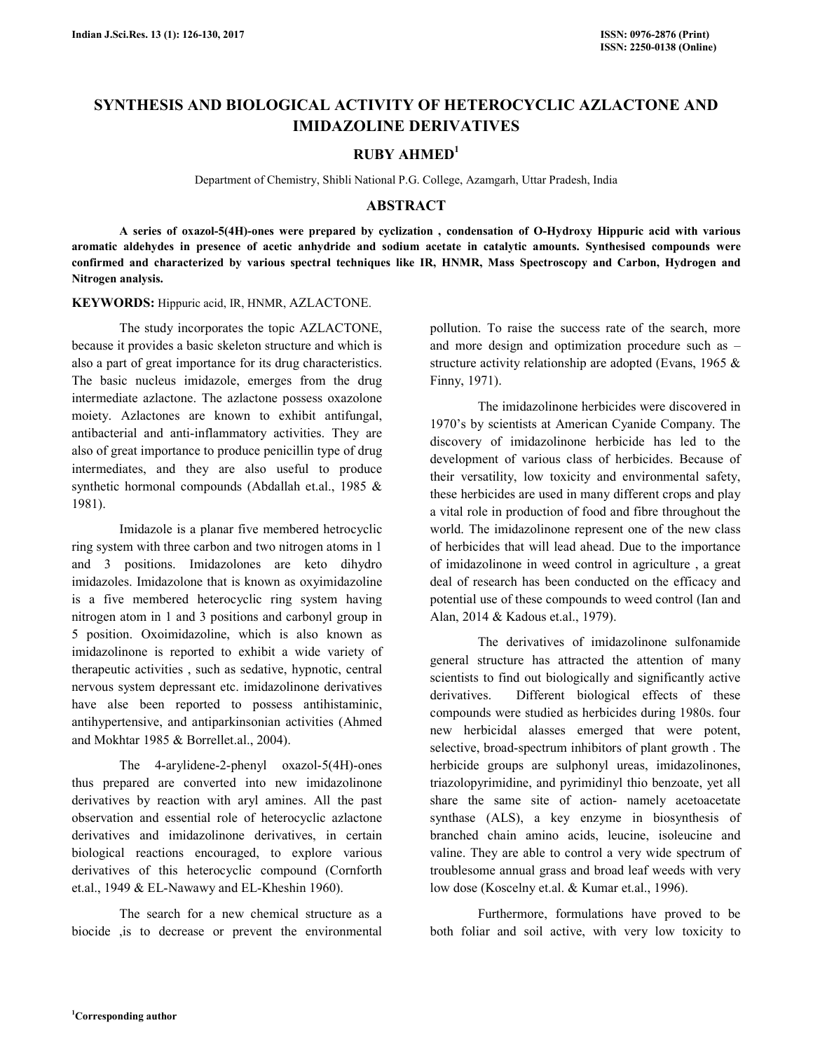# SYNTHESIS AND BIOLOGICAL ACTIVITY OF HETEROCYCLIC AZLACTONE AND IMIDAZOLINE DERIVATIVES

**RUBY AHMED[1]**

Department of Chemistry, Shibli National P.G. College, Azamgarh, Uttar Pradesh, India

## ABSTRACT

**A series of oxazol-5(4H)-ones were prepared by cyclization , condensation of O-Hydroxy Hippuric acid with various aromatic aldehydes in presence of acetic anhydride and sodium acetate in catalytic amounts. Synthesised compounds were confirmed and characterized by various spectral techniques like IR, HNMR, Mass Spectroscopy and Carbon, Hydrogen and Nitrogen analysis.**

**KEYWORDS:** Hippuric acid, IR, HNMR, AZLACTONE.

The study incorporates the topic AZLACTONE, because it provides a basic skeleton structure and which is also a part of great importance for its drug characteristics. The basic nucleus imidazole, emerges from the drug intermediate azlactone. The azlactone possess oxazolone moiety. Azlactones are known to exhibit antifungal, antibacterial and anti-inflammatory activities. They are also of great importance to produce penicillin type of drug intermediates, and they are also useful to produce synthetic hormonal compounds (Abdallah et.al., 1985 & 1981).

Imidazole is a planar five membered hetrocyclic ring system with three carbon and two nitrogen atoms in 1 and 3 positions. Imidazolones are keto dihydro imidazoles. Imidazolone that is known as oxyimidazoline is a five membered heterocyclic ring system having nitrogen atom in 1 and 3 positions and carbonyl group in 5 position. Oxoimidazoline, which is also known as imidazolinone is reported to exhibit a wide variety of therapeutic activities , such as sedative, hypnotic, central nervous system depressant etc. imidazolinone derivatives have alse been reported to possess antihistaminic, antihypertensive, and antiparkinsonian activities (Ahmed and Mokhtar 1985 & Borrellet.al., 2004).

The 4-arylidene-2-phenyl oxazol-5(4H)-ones thus prepared are converted into new imidazolinone derivatives by reaction with aryl amines. All the past observation and essential role of heterocyclic azlactone derivatives and imidazolinone derivatives, in certain biological reactions encouraged, to explore various derivatives of this heterocyclic compound (Cornforth et.al., 1949 & EL-Nawawy and EL-Kheshin 1960).

The search for a new chemical structure as a biocide ,is to decrease or prevent the environmental pollution. To raise the success rate of the search, more and more design and optimization procedure such as – structure activity relationship are adopted (Evans, 1965 & Finny, 1971).

The imidazolinone herbicides were discovered in 1970's by scientists at American Cyanide Company. The discovery of imidazolinone herbicide has led to the development of various class of herbicides. Because of their versatility, low toxicity and environmental safety, these herbicides are used in many different crops and play a vital role in production of food and fibre throughout the world. The imidazolinone represent one of the new class of herbicides that will lead ahead. Due to the importance of imidazolinone in weed control in agriculture , a great deal of research has been conducted on the efficacy and potential use of these compounds to weed control (Ian and Alan, 2014 & Kadous et.al., 1979).

The derivatives of imidazolinone sulfonamide general structure has attracted the attention of many scientists to find out biologically and significantly active derivatives. Different biological effects of these compounds were studied as herbicides during 1980s. four new herbicidal alasses emerged that were potent, selective, broad-spectrum inhibitors of plant growth . The herbicide groups are sulphonyl ureas, imidazolinones, triazolopyrimidine, and pyrimidinyl thio benzoate, yet all share the same site of action- namely acetoacetate synthase (ALS), a key enzyme in biosynthesis of branched chain amino acids, leucine, isoleucine and valine. They are able to control a very wide spectrum of troublesome annual grass and broad leaf weeds with very low dose (Koscelny et.al. & Kumar et.al., 1996).

Furthermore, formulations have proved to be both foliar and soil active, with very low toxicity to

[1]Corresponding author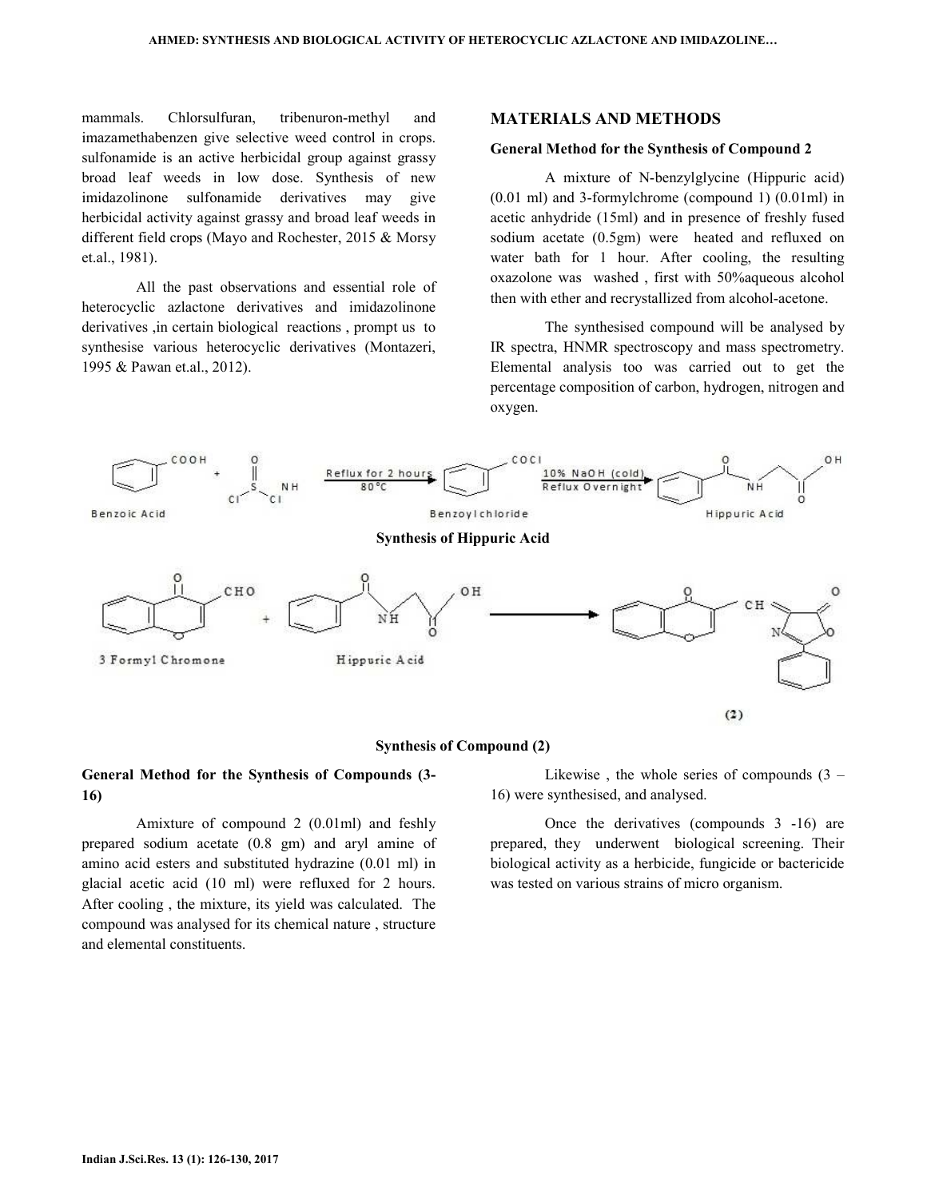mammals. Chlorsulfuran, tribenuron-methyl and imazamethabenzen give selective weed control in crops. sulfonamide is an active herbicidal group against grassy broad leaf weeds in low dose. Synthesis of new imidazolinone sulfonamide derivatives may give herbicidal activity against grassy and broad leaf weeds in different field crops (Mayo and Rochester, 2015 & Morsy et.al., 1981).

All the past observations and essential role of heterocyclic azlactone derivatives and imidazolinone derivatives ,in certain biological reactions , prompt us to synthesise various heterocyclic derivatives (Montazeri, 1995 & Pawan et.al., 2012).

## MATERIALS AND METHODS

### General Method for the Synthesis of Compound 2

A mixture of N-benzylglycine (Hippuric acid) (0.01 ml) and 3-formylchrome (compound 1) (0.01ml) in acetic anhydride (15ml) and in presence of freshly fused sodium acetate (0.5gm) were heated and refluxed on water bath for 1 hour. After cooling, the resulting oxazolone was washed , first with 50%aqueous alcohol then with ether and recrystallized from alcohol-acetone.

The synthesised compound will be analysed by IR spectra, HNMR spectroscopy and mass spectrometry. Elemental analysis too was carried out to get the percentage composition of carbon, hydrogen, nitrogen and oxygen.

Benzoic Acid + $SOCl_2$ → (Reflux for 2 hours, 80°C) → Benzoyl chloride → (10% NaOH (cold), Reflux Overnight) → Hippuric Acid

**Synthesis of Hippuric Acid**

3 Formyl Chromone + Hippuric Acid → (2)

**Synthesis of Compound (2)**

### General Method for the Synthesis of Compounds (3-16)

Amixture of compound 2 (0.01ml) and feshly prepared sodium acetate (0.8 gm) and aryl amine of amino acid esters and substituted hydrazine (0.01 ml) in glacial acetic acid (10 ml) were refluxed for 2 hours. After cooling , the mixture, its yield was calculated. The compound was analysed for its chemical nature , structure and elemental constituents.

Likewise , the whole series of compounds (3 – 16) were synthesised, and analysed.

Once the derivatives (compounds 3 -16) are prepared, they underwent biological screening. Their biological activity as a herbicide, fungicide or bactericide was tested on various strains of micro organism.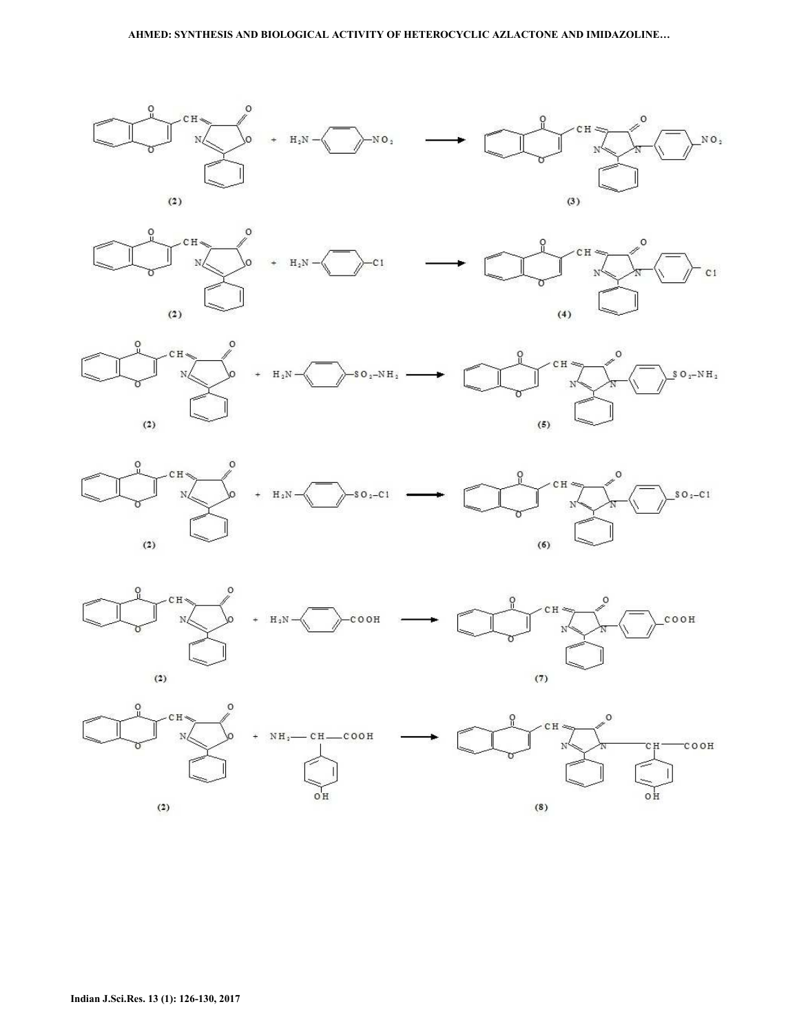(2)

(3)

(2)

(4)

(2)

(5)

(2)

(6)

(2)

(7)

(2)

(8)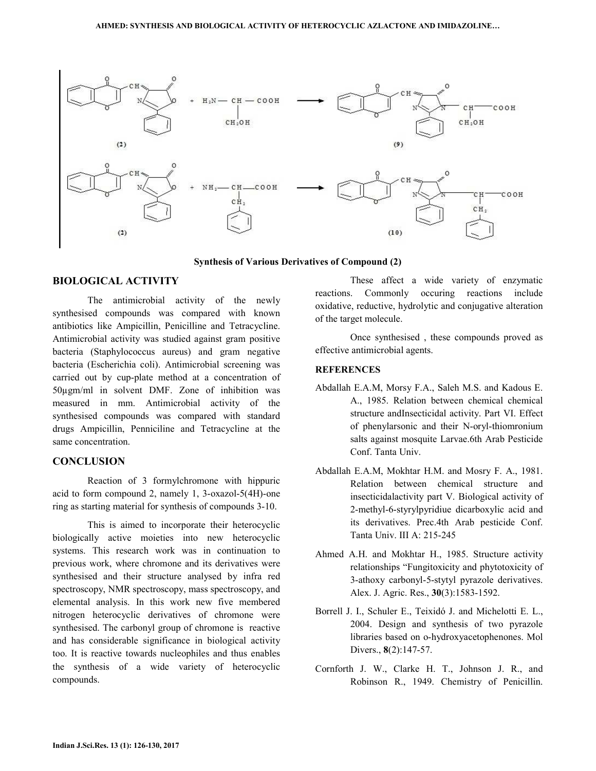Synthesis of Various Derivatives of Compound (2)

## BIOLOGICAL ACTIVITY

The antimicrobial activity of the newly synthesised compounds was compared with known antibiotics like Ampicillin, Penicilline and Tetracycline. Antimicrobial activity was studied against gram positive bacteria (Staphylococcus aureus) and gram negative bacteria (Escherichia coli). Antimicrobial screening was carried out by cup-plate method at a concentration of 50µgm/ml in solvent DMF. Zone of inhibition was measured in mm. Antimicrobial activity of the synthesised compounds was compared with standard drugs Ampicillin, Penniciline and Tetracycline at the same concentration.

## CONCLUSION

Reaction of 3 formylchromone with hippuric acid to form compound 2, namely 1, 3-oxazol-5(4H)-one ring as starting material for synthesis of compounds 3-10.

This is aimed to incorporate their heterocyclic biologically active moieties into new heterocyclic systems. This research work was in continuation to previous work, where chromone and its derivatives were synthesised and their structure analysed by infra red spectroscopy, NMR spectroscopy, mass spectroscopy, and elemental analysis. In this work new five membered nitrogen heterocyclic derivatives of chromone were synthesised. The carbonyl group of chromone is reactive and has considerable significance in biological activity too. It is reactive towards nucleophiles and thus enables the synthesis of a wide variety of heterocyclic compounds.

These affect a wide variety of enzymatic reactions. Commonly occuring reactions include oxidative, reductive, hydrolytic and conjugative alteration of the target molecule.

Once synthesised , these compounds proved as effective antimicrobial agents.

## REFERENCES

Abdallah E.A.M, Morsy F.A., Saleh M.S. and Kadous E. A., 1985. Relation between chemical chemical structure andInsecticidal activity. Part VI. Effect of phenylarsonic and their N-oryl-thiomronium salts against mosquite Larvae.6th Arab Pesticide Conf. Tanta Univ.

Abdallah E.A.M, Mokhtar H.M. and Mosry F. A., 1981. Relation between chemical structure and insecticidalactivity part V. Biological activity of 2-methyl-6-styrylpyridiue dicarboxylic acid and its derivatives. Prec.4th Arab pesticide Conf. Tanta Univ. III A: 215-245

Ahmed A.H. and Mokhtar H., 1985. Structure activity relationships "Fungitoxicity and phytotoxicity of 3-athoxy carbonyl-5-stytyl pyrazole derivatives. Alex. J. Agric. Res., **30**(3):1583-1592.

Borrell J. I., Schuler E., Teixidó J. and Michelotti E. L., 2004. Design and synthesis of two pyrazole libraries based on o-hydroxyacetophenones. Mol Divers., **8**(2):147-57.

Cornforth J. W., Clarke H. T., Johnson J. R., and Robinson R., 1949. Chemistry of Penicillin.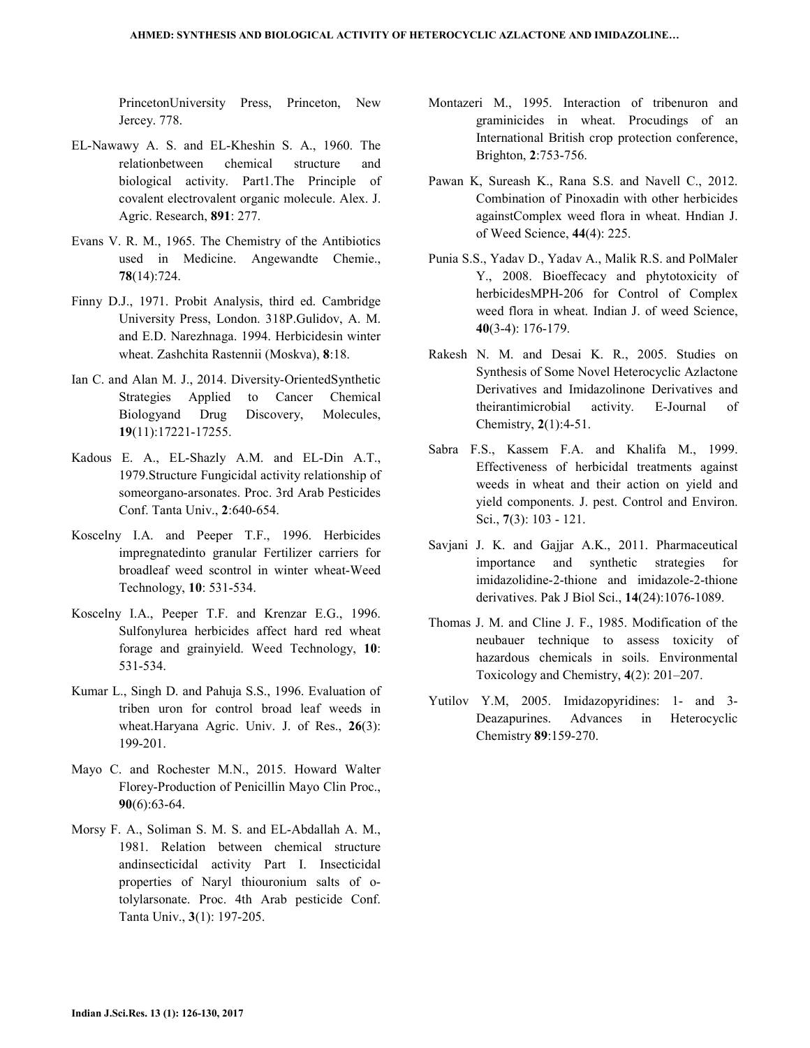PrincetonUniversity Press, Princeton, New Jercey. 778.

EL-Nawawy A. S. and EL-Kheshin S. A., 1960. The relationbetween chemical structure and biological activity. Part1.The Principle of covalent electrovalent organic molecule. Alex. J. Agric. Research, **891**: 277.

Evans V. R. M., 1965. The Chemistry of the Antibiotics used in Medicine. Angewandte Chemie., **78**(14):724.

Finny D.J., 1971. Probit Analysis, third ed. Cambridge University Press, London. 318P.Gulidov, A. M. and E.D. Narezhnaga. 1994. Herbicidesin winter wheat. Zashchita Rastennii (Moskva), **8**:18.

Ian C. and Alan M. J., 2014. Diversity-OrientedSynthetic Strategies Applied to Cancer Chemical Biologyand Drug Discovery, Molecules, **19**(11):17221-17255.

Kadous E. A., EL-Shazly A.M. and EL-Din A.T., 1979.Structure Fungicidal activity relationship of someorgano-arsonates. Proc. 3rd Arab Pesticides Conf. Tanta Univ., **2**:640-654.

Koscelny I.A. and Peeper T.F., 1996. Herbicides impregnatedinto granular Fertilizer carriers for broadleaf weed scontrol in winter wheat-Weed Technology, **10**: 531-534.

Koscelny I.A., Peeper T.F. and Krenzar E.G., 1996. Sulfonylurea herbicides affect hard red wheat forage and grainyield. Weed Technology, **10**: 531-534.

Kumar L., Singh D. and Pahuja S.S., 1996. Evaluation of triben uron for control broad leaf weeds in wheat.Haryana Agric. Univ. J. of Res., **26**(3): 199-201.

Mayo C. and Rochester M.N., 2015. Howard Walter Florey-Production of Penicillin Mayo Clin Proc., **90**(6):63-64.

Morsy F. A., Soliman S. M. S. and EL-Abdallah A. M., 1981. Relation between chemical structure andinsecticidal activity Part I. Insecticidal properties of Naryl thiouronium salts of o-tolylarsonate. Proc. 4th Arab pesticide Conf. Tanta Univ., **3**(1): 197-205.

Montazeri M., 1995. Interaction of tribenuron and graminicides in wheat. Procudings of an International British crop protection conference, Brighton, **2**:753-756.

Pawan K, Sureash K., Rana S.S. and Navell C., 2012. Combination of Pinoxadin with other herbicides againstComplex weed flora in wheat. Hndian J. of Weed Science, **44**(4): 225.

Punia S.S., Yadav D., Yadav A., Malik R.S. and PolMaler Y., 2008. Bioeffecacy and phytotoxicity of herbicidesMPH-206 for Control of Complex weed flora in wheat. Indian J. of weed Science, **40**(3-4): 176-179.

Rakesh N. M. and Desai K. R., 2005. Studies on Synthesis of Some Novel Heterocyclic Azlactone Derivatives and Imidazolinone Derivatives and theirantimicrobial activity. E-Journal of Chemistry, **2**(1):4-51.

Sabra F.S., Kassem F.A. and Khalifa M., 1999. Effectiveness of herbicidal treatments against weeds in wheat and their action on yield and yield components. J. pest. Control and Environ. Sci., **7**(3): 103 - 121.

Savjani J. K. and Gajjar A.K., 2011. Pharmaceutical importance and synthetic strategies for imidazolidine-2-thione and imidazole-2-thione derivatives. Pak J Biol Sci., **14**(24):1076-1089.

Thomas J. M. and Cline J. F., 1985. Modification of the neubauer technique to assess toxicity of hazardous chemicals in soils. Environmental Toxicology and Chemistry, **4**(2): 201–207.

Yutilov Y.M, 2005. Imidazopyridines: 1- and 3-Deazapurines. Advances in Heterocyclic Chemistry **89**:159-270.